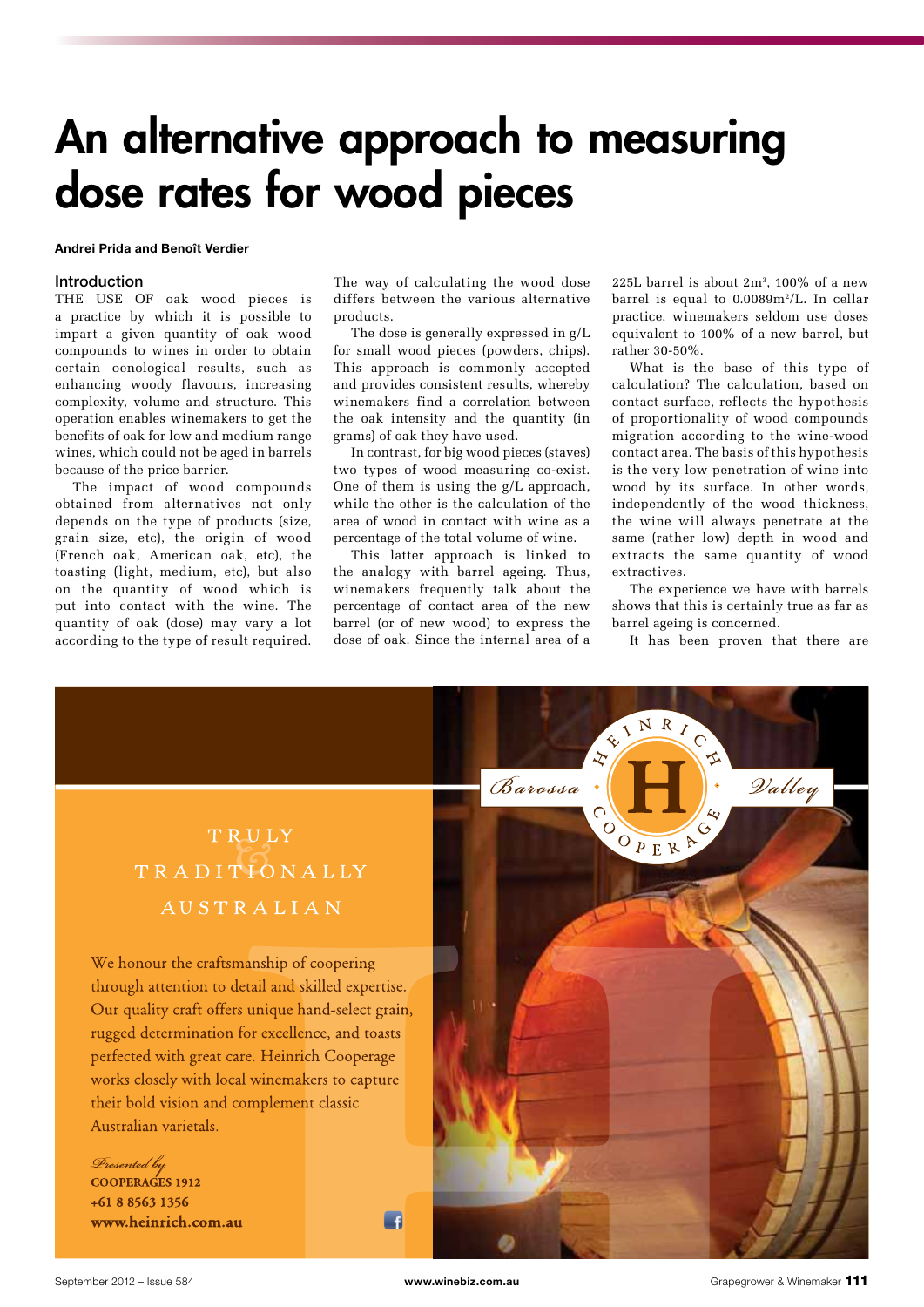# An alternative approach to measuring dose rates for wood pieces

**Andrei Prida and Benoît Verdier**

## Introduction

THE USE OF oak wood pieces is a practice by which it is possible to impart a given quantity of oak wood compounds to wines in order to obtain certain oenological results, such as enhancing woody flavours, increasing complexity, volume and structure. This operation enables winemakers to get the benefits of oak for low and medium range wines, which could not be aged in barrels because of the price barrier.

The impact of wood compounds obtained from alternatives not only depends on the type of products (size, grain size, etc), the origin of wood (French oak, American oak, etc), the toasting (light, medium, etc), but also on the quantity of wood which is put into contact with the wine. The quantity of oak (dose) may vary a lot according to the type of result required. The way of calculating the wood dose differs between the various alternative products.

The dose is generally expressed in g/L for small wood pieces (powders, chips). This approach is commonly accepted and provides consistent results, whereby winemakers find a correlation between the oak intensity and the quantity (in grams) of oak they have used.

In contrast, for big wood pieces (staves) two types of wood measuring co-exist. One of them is using the g/L approach, while the other is the calculation of the area of wood in contact with wine as a percentage of the total volume of wine.

This latter approach is linked to the analogy with barrel ageing. Thus, winemakers frequently talk about the percentage of contact area of the new barrel (or of new wood) to express the dose of oak. Since the internal area of a 225L barrel is about 2m³, 100% of a new barrel is equal to 0.0089m²/L. In cellar practice, winemakers seldom use doses equivalent to 100% of a new barrel, but rather 30-50%.

What is the base of this type of calculation? The calculation, based on contact surface, reflects the hypothesis of proportionality of wood compounds migration according to the wine-wood contact area. The basis of this hypothesis is the very low penetration of wine into wood by its surface. In other words, independently of the wood thickness, the wine will always penetrate at the same (rather low) depth in wood and extracts the same quantity of wood extractives.

The experience we have with barrels shows that this is certainly true as far as barrel ageing is concerned.

It has been proven that there are

---

TRULY & TRADITIONALLY AUSTRALIAN

We honour the craftsmanship of coopering through attention to detail and skilled expertise. Our quality craft offers unique hand-select grain, rugged determination for excellence, and toasts perfected with great care. Heinrich Cooperage works closely with local winemakers to capture their bold vision and complement classic Australian varietals.

*Presented by*
COOPERAGES 1912
+61 8 8563 1356
www.heinrich.com.au

Barossa — HEINRICH COOPERAGE — Valley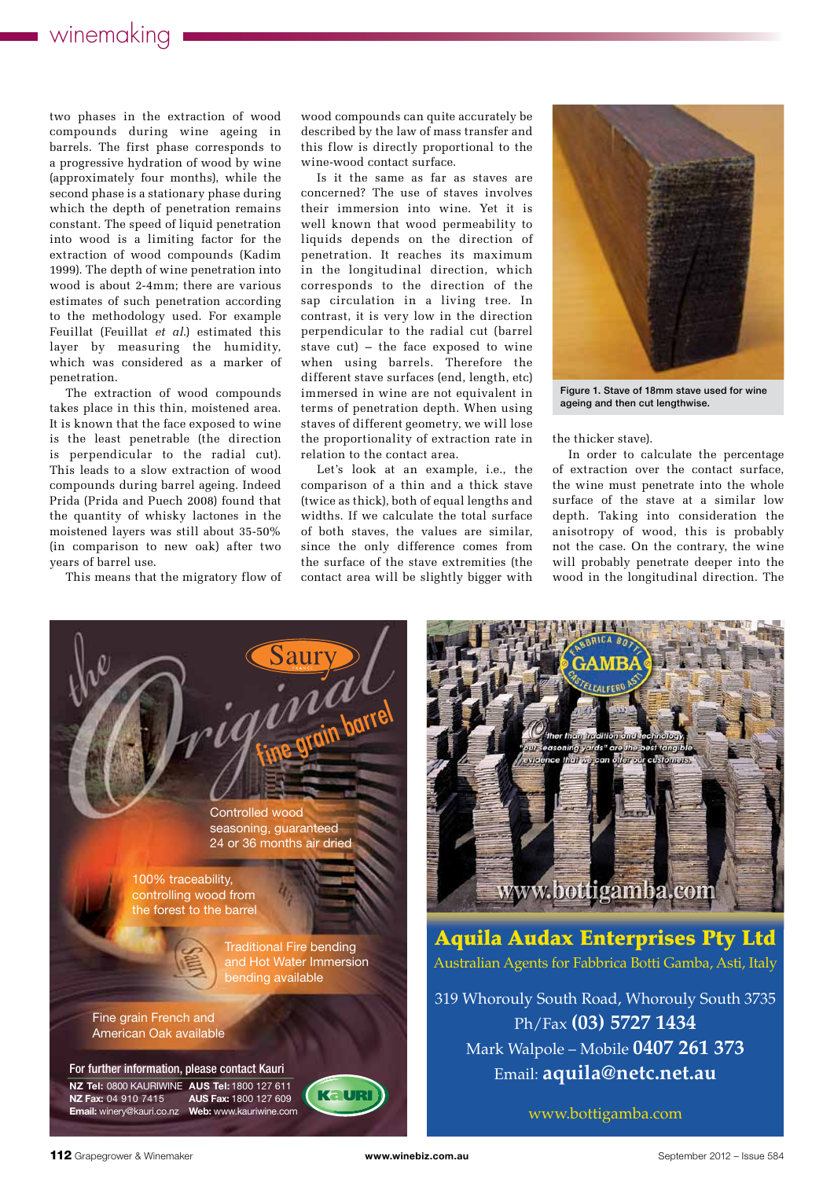two phases in the extraction of wood compounds during wine ageing in barrels. The first phase corresponds to a progressive hydration of wood by wine (approximately four months), while the second phase is a stationary phase during which the depth of penetration remains constant. The speed of liquid penetration into wood is a limiting factor for the extraction of wood compounds (Kadim 1999). The depth of wine penetration into wood is about 2-4mm; there are various estimates of such penetration according to the methodology used. For example Feuillat (Feuillat *et al.*) estimated this layer by measuring the humidity, which was considered as a marker of penetration.

The extraction of wood compounds takes place in this thin, moistened area. It is known that the face exposed to wine is the least penetrable (the direction is perpendicular to the radial cut). This leads to a slow extraction of wood compounds during barrel ageing. Indeed Prida (Prida and Puech 2008) found that the quantity of whisky lactones in the moistened layers was still about 35-50% (in comparison to new oak) after two years of barrel use.

This means that the migratory flow of wood compounds can quite accurately be described by the law of mass transfer and this flow is directly proportional to the wine-wood contact surface.

Is it the same as far as staves are concerned? The use of staves involves their immersion into wine. Yet it is well known that wood permeability to liquids depends on the direction of penetration. It reaches its maximum in the longitudinal direction, which corresponds to the direction of the sap circulation in a living tree. In contrast, it is very low in the direction perpendicular to the radial cut (barrel stave cut) – the face exposed to wine when using barrels. Therefore the different stave surfaces (end, length, etc) immersed in wine are not equivalent in terms of penetration depth. When using staves of different geometry, we will lose the proportionality of extraction rate in relation to the contact area.

Let's look at an example, i.e., the comparison of a thin and a thick stave (twice as thick), both of equal lengths and widths. If we calculate the total surface of both staves, the values are similar, since the only difference comes from the surface of the stave extremities (the contact area will be slightly bigger with the thicker stave).

Figure 1. Stave of 18mm stave used for wine ageing and then cut lengthwise.

In order to calculate the percentage of extraction over the contact surface, the wine must penetrate into the whole surface of the stave at a similar low depth. Taking into consideration the anisotropy of wood, this is probably not the case. On the contrary, the wine will probably penetrate deeper into the wood in the longitudinal direction. The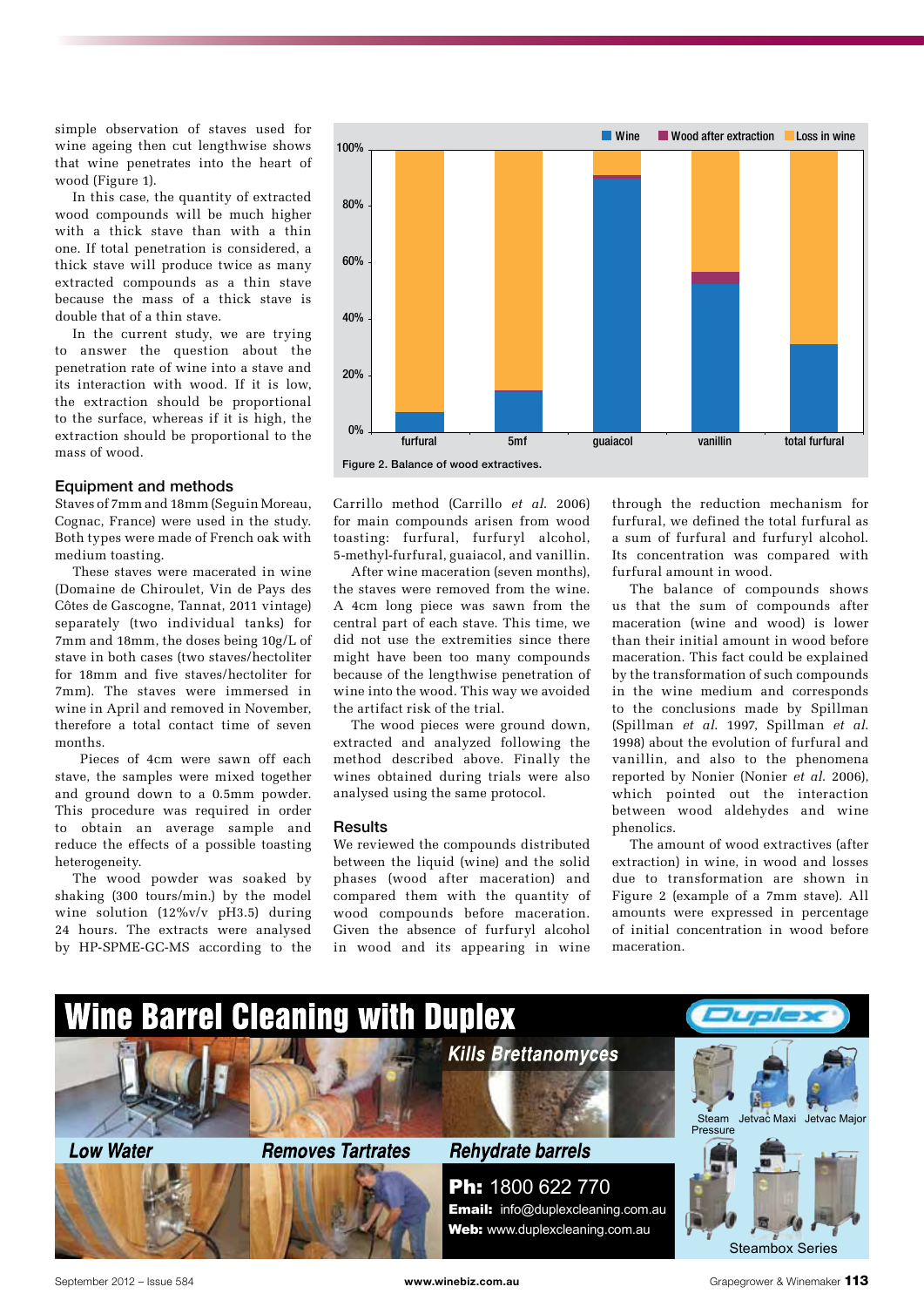simple observation of staves used for wine ageing then cut lengthwise shows that wine penetrates into the heart of wood (Figure 1).

In this case, the quantity of extracted wood compounds will be much higher with a thick stave than with a thin one. If total penetration is considered, a thick stave will produce twice as many extracted compounds as a thin stave because the mass of a thick stave is double that of a thin stave.

In the current study, we are trying to answer the question about the penetration rate of wine into a stave and its interaction with wood. If it is low, the extraction should be proportional to the surface, whereas if it is high, the extraction should be proportional to the mass of wood.

## Equipment and methods

Staves of 7mm and 18mm (Seguin Moreau, Cognac, France) were used in the study. Both types were made of French oak with medium toasting.

These staves were macerated in wine (Domaine de Chiroulet, Vin de Pays des Côtes de Gascogne, Tannat, 2011 vintage) separately (two individual tanks) for 7mm and 18mm, the doses being 10g/L of stave in both cases (two staves/hectoliter for 18mm and five staves/hectoliter for 7mm). The staves were immersed in wine in April and removed in November, therefore a total contact time of seven months.

Pieces of 4cm were sawn off each stave, the samples were mixed together and ground down to a 0.5mm powder. This procedure was required in order to obtain an average sample and reduce the effects of a possible toasting heterogeneity.

The wood powder was soaked by shaking (300 tours/min.) by the model wine solution (12%v/v pH3.5) during 24 hours. The extracts were analysed by HP-SPME-GC-MS according to the Carrillo method (Carrillo *et al.* 2006) for main compounds arisen from wood toasting: furfural, furfuryl alcohol, 5-methyl-furfural, guaiacol, and vanillin.

After wine maceration (seven months), the staves were removed from the wine. A 4cm long piece was sawn from the central part of each stave. This time, we did not use the extremities since there might have been too many compounds because of the lengthwise penetration of wine into the wood. This way we avoided the artifact risk of the trial.

The wood pieces were ground down, extracted and analyzed following the method described above. Finally the wines obtained during trials were also analysed using the same protocol.

## Results

We reviewed the compounds distributed between the liquid (wine) and the solid phases (wood after maceration) and compared them with the quantity of wood compounds before maceration. Given the absence of furfuryl alcohol in wood and its appearing in wine through the reduction mechanism for furfural, we defined the total furfural as a sum of furfural and furfuryl alcohol. Its concentration was compared with furfural amount in wood.

The balance of compounds shows us that the sum of compounds after maceration (wine and wood) is lower than their initial amount in wood before maceration. This fact could be explained by the transformation of such compounds in the wine medium and corresponds to the conclusions made by Spillman (Spillman *et al.* 1997, Spillman *et al.* 1998) about the evolution of furfural and vanillin, and also to the phenomena reported by Nonier (Nonier *et al.* 2006), which pointed out the interaction between wood aldehydes and wine phenolics.

The amount of wood extractives (after extraction) in wine, in wood and losses due to transformation are shown in Figure 2 (example of a 7mm stave). All amounts were expressed in percentage of initial concentration in wood before maceration.

Figure 2. Balance of wood extractives.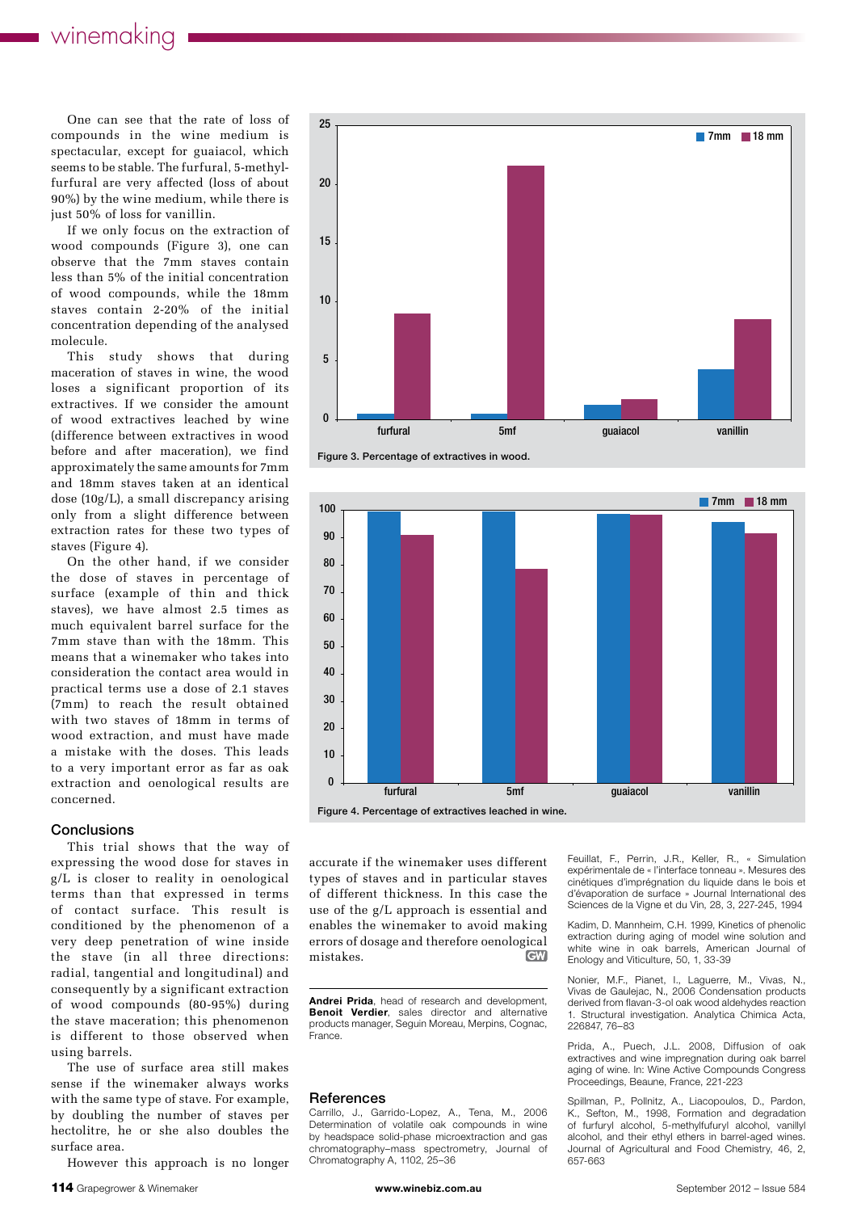One can see that the rate of loss of compounds in the wine medium is spectacular, except for guaiacol, which seems to be stable. The furfural, 5-methyl-furfural are very affected (loss of about 90%) by the wine medium, while there is just 50% of loss for vanillin.

If we only focus on the extraction of wood compounds (Figure 3), one can observe that the 7mm staves contain less than 5% of the initial concentration of wood compounds, while the 18mm staves contain 2-20% of the initial concentration depending of the analysed molecule.

This study shows that during maceration of staves in wine, the wood loses a significant proportion of its extractives. If we consider the amount of wood extractives leached by wine (difference between extractives in wood before and after maceration), we find approximately the same amounts for 7mm and 18mm staves taken at an identical dose (10g/L), a small discrepancy arising only from a slight difference between extraction rates for these two types of staves (Figure 4).

On the other hand, if we consider the dose of staves in percentage of surface (example of thin and thick staves), we have almost 2.5 times as much equivalent barrel surface for the 7mm stave than with the 18mm. This means that a winemaker who takes into consideration the contact area would in practical terms use a dose of 2.1 staves (7mm) to reach the result obtained with two staves of 18mm in terms of wood extraction, and must have made a mistake with the doses. This leads to a very important error as far as oak extraction and oenological results are concerned.

25
20
15
10
5
0
7mm
18 mm
furfural
5mf
guaiacol
vanillin

Figure 3. Percentage of extractives in wood.

100
90
80
70
60
50
40
30
20
10
0
7mm
18 mm
furfural
5mf
guaiacol
vanillin

Figure 4. Percentage of extractives leached in wine.

## Conclusions

This trial shows that the way of expressing the wood dose for staves in g/L is closer to reality in oenological terms than that expressed in terms of contact surface. This result is conditioned by the phenomenon of a very deep penetration of wine inside the stave (in all three directions: radial, tangential and longitudinal) and consequently by a significant extraction of wood compounds (80-95%) during the stave maceration; this phenomenon is different to those observed when using barrels.

The use of surface area still makes sense if the winemaker always works with the same type of stave. For example, by doubling the number of staves per hectolitre, he or she also doubles the surface area.

However this approach is no longer accurate if the winemaker uses different types of staves and in particular staves of different thickness. In this case the use of the g/L approach is essential and enables the winemaker to avoid making errors of dosage and therefore oenological mistakes.

**Andrei Prida**, head of research and development, **Benoit Verdier**, sales director and alternative products manager, Seguin Moreau, Merpins, Cognac, France.

## References

Carrillo, J., Garrido-Lopez, A., Tena, M., 2006 Determination of volatile oak compounds in wine by headspace solid-phase microextraction and gas chromatography–mass spectrometry, Journal of Chromatography A, 1102, 25–36

Feuillat, F., Perrin, J.R., Keller, R., « Simulation expérimentale de « l'interface tonneau ». Mesures des cinétiques d'imprégnation du liquide dans le bois et d'évaporation de surface » Journal International des Sciences de la Vigne et du Vin, 28, 3, 227-245, 1994

Kadim, D. Mannheim, C.H. 1999, Kinetics of phenolic extraction during aging of model wine solution and white wine in oak barrels, American Journal of Enology and Viticulture, 50, 1, 33-39

Nonier, M.F., Pianet, I., Laguerre, M., Vivas, N., Vivas de Gaulejac, N., 2006 Condensation products derived from flavan-3-ol oak wood aldehydes reaction 1. Structural investigation. Analytica Chimica Acta, 226847, 76–83

Prida, A., Puech, J.L. 2008, Diffusion of oak extractives and wine impregnation during oak barrel aging of wine. In: Wine Active Compounds Congress Proceedings, Beaune, France, 221-223

Spillman, P., Pollnitz, A., Liacopoulos, D., Pardon, K., Sefton, M., 1998, Formation and degradation of furfuryl alcohol, 5-methylfufuryl alcohol, vanillyl alcohol, and their ethyl ethers in barrel-aged wines. Journal of Agricultural and Food Chemistry, 46, 2, 657-663